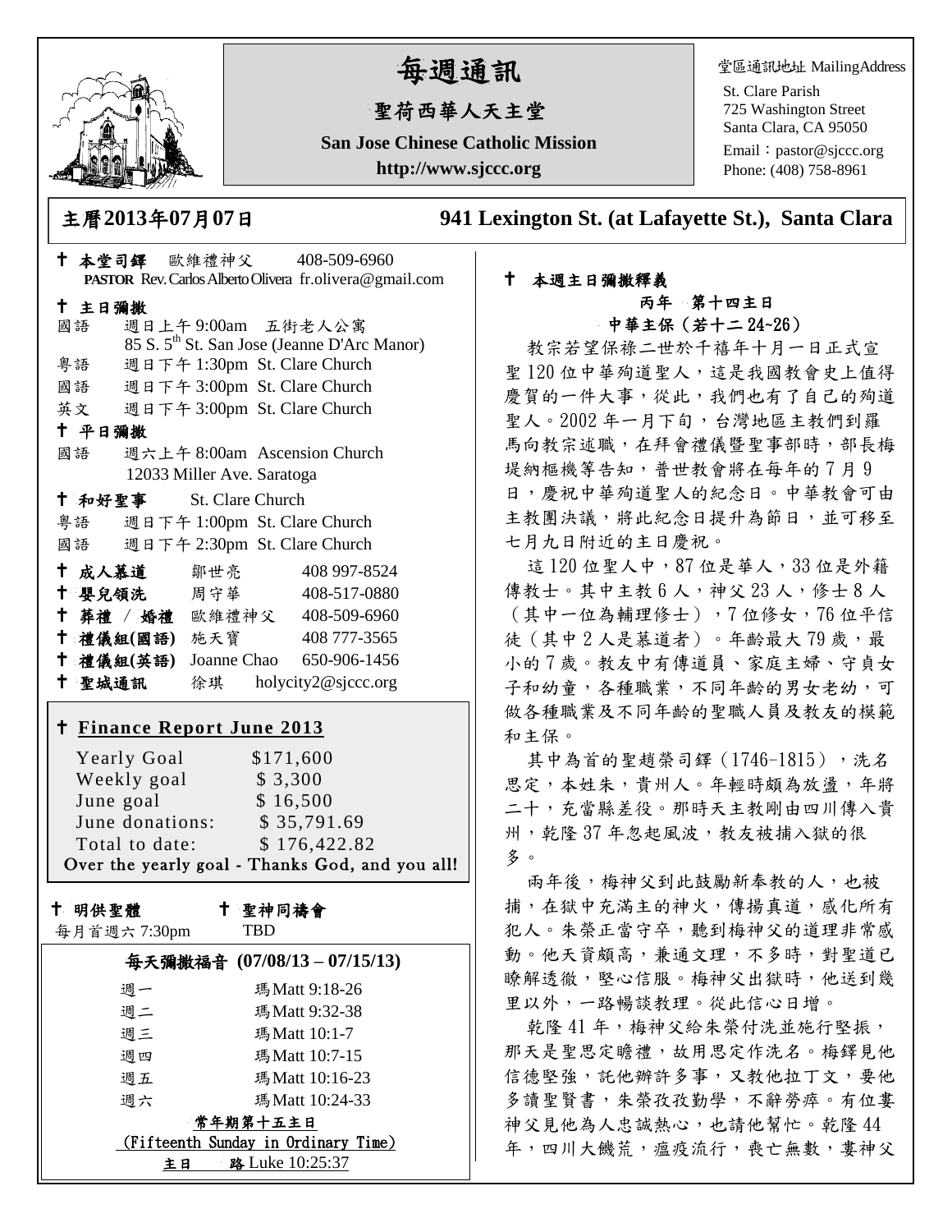# 每週通訊

## 聖荷西華人天主堂

**San Jose Chinese Catholic Mission**

**http://www.sjccc.org**

堂區通訊地址 MailingAddress

St. Clare Parish
725 Washington Street
Santa Clara, CA 95050
Email：pastor@sjccc.org
Phone: (408) 758-8961

**主曆2013年07月07日** **941 Lexington St. (at Lafayette St.), Santa Clara**

✝ **本堂司鐸** 歐維禮神父 408-509-6960
**PASTOR** Rev. Carlos Alberto Olivera fr.olivera@gmail.com

✝ **主日彌撒**

國語 週日上午 9:00am 五街老人公寓
85 S. 5th St. San Jose (Jeanne D'Arc Manor)
粵語 週日下午 1:30pm St. Clare Church
國語 週日下午 3:00pm St. Clare Church
英文 週日下午 3:00pm St. Clare Church

✝ **平日彌撒**

國語 週六上午 8:00am Ascension Church
12033 Miller Ave. Saratoga

✝ **和好聖事** St. Clare Church

粵語 週日下午 1:00pm St. Clare Church
國語 週日下午 2:30pm St. Clare Church

✝ **成人慕道** 鄒世亮 408 997-8524
✝ **嬰兒領洗** 周守華 408-517-0880
✝ **葬禮 / 婚禮** 歐維禮神父 408-509-6960
✝ **禮儀組(國語)** 施天寶 408 777-3565
✝ **禮儀組(英語)** Joanne Chao 650-906-1456
✝ **聖城通訊** 徐琪 holycity2@sjccc.org

✝ **Finance Report June 2013**

| | |
|---|---|
| Yearly Goal | $171,600 |
| Weekly goal | $ 3,300 |
| June goal | $ 16,500 |
| June donations: | $ 35,791.69 |
| Total to date: | $ 176,422.82 |

**Over the yearly goal - Thanks God, and you all!**

✝ **明供聖體** 每月首週六 7:30pm

✝ **聖神同禱會** TBD

**每天彌撒福音 (07/08/13 – 07/15/13)**

| | |
|---|---|
| 週一 | 瑪 Matt 9:18-26 |
| 週二 | 瑪 Matt 9:32-38 |
| 週三 | 瑪 Matt 10:1-7 |
| 週四 | 瑪 Matt 10:7-15 |
| 週五 | 瑪 Matt 10:16-23 |
| 週六 | 瑪 Matt 10:24-33 |

**常年期第十五主日**
(Fifteenth Sunday in Ordinary Time)
**主日** **路** Luke 10:25:37

✝ **本週主日彌撒釋義**

**丙年 第十四主日**
**中華主保（若十二 24~26）**

教宗若望保祿二世於千禧年十月一日正式宣聖 120 位中華殉道聖人，這是我國教會史上值得慶賀的一件大事，從此，我們也有了自己的殉道聖人。2002 年一月下旬，台灣地區主教們到羅馬向教宗述職，在拜會禮儀暨聖事部時，部長梅堤納樞機等告知，普世教會將在每年的 7 月 9 日，慶祝中華殉道聖人的紀念日。中華教會可由主教團決議，將此紀念日提升為節日，並可移至七月九日附近的主日慶祝。

這 120 位聖人中，87 位是華人，33 位是外籍傳教士。其中主教 6 人，神父 23 人，修士 8 人（其中一位為輔理修士），7 位修女，76 位平信徒（其中 2 人是慕道者）。年齡最大 79 歲，最小的 7 歲。教友中有傳道員、家庭主婦、守貞女子和幼童，各種職業，不同年齡的男女老幼，可做各種職業及不同年齡的聖職人員及教友的模範和主保。

其中為首的聖趙榮司鐸（1746-1815），洗名思定，本姓朱，貴州人。年輕時頗為放盪，年將二十，充當縣差役。那時天主教剛由四川傳入貴州，乾隆 37 年忽起風波，教友被捕入獄的很多。

兩年後，梅神父到此鼓勵新奉教的人，也被捕，在獄中充滿主的神火，傳揚真道，感化所有犯人。朱榮正當守卒，聽到梅神父的道理非常感動。他天資頗高，兼通文理，不多時，對聖道已瞭解透徹，堅心信服。梅神父出獄時，他送到幾里以外，一路暢談教理。從此信心日增。

乾隆 41 年，梅神父給朱榮付洗並施行堅振，那天是聖思定瞻禮，故用思定作洗名。梅鐸見他信德堅強，託他辦許多事，又教他拉丁文，要他多讀聖賢書，朱榮孜孜勤學，不辭勞瘁。有位婁神父見他為人忠誠熱心，也請他幫忙。乾隆 44 年，四川大饑荒，瘟疫流行，喪亡無數，婁神父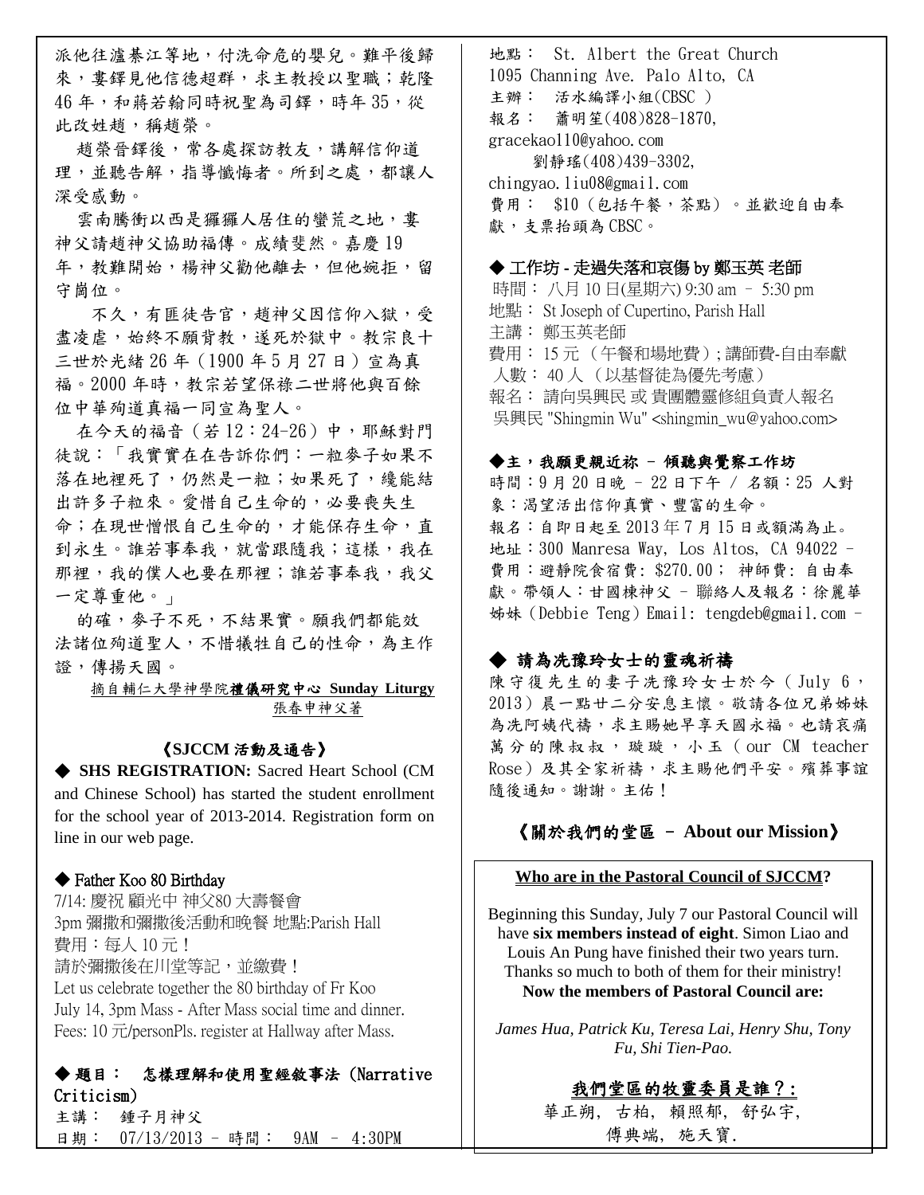派他往瀘綦江等地，付洗命危的嬰兒。難平後歸來，婁鐸見他信德超群，求主教授以聖職；乾隆46年，和蔣若翰同時祝聖為司鐸，時年35，從此改姓趙，稱趙榮。

趙榮晉鐸後，常各處探訪教友，講解信仰道理，並聽告解，指導懺悔者。所到之處，都讓人深受感動。

雲南騰衝以西是玀玀人居住的蠻荒之地，婁神父請趙神父協助福傳。成績斐然。嘉慶19年，教難開始，楊神父勸他離去，但他婉拒，留守崗位。

不久，有匪徒告官，趙神父因信仰入獄，受盡凌虐，始終不願背教，遂死於獄中。教宗良十三世於光緒26年（1900年5月27日）宣為真福。2000年時，教宗若望保祿二世將他與百餘位中華殉道真福一同宣為聖人。

在今天的福音（若12：24-26）中，耶穌對門徒說：「我實實在在告訴你們：一粒麥子如果不落在地裡死了，仍然是一粒；如果死了，纔能結出許多子粒來。愛惜自己生命的，必要喪失生命；在現世憎恨自己生命的，才能保存生命，直到永生。誰若事奉我，就當跟隨我；這樣，我在那裡，我的僕人也要在那裡；誰若事奉我，我父一定尊重他。」

的確，麥子不死，不結果實。願我們都能效法諸位殉道聖人，不惜犧牲自己的性命，為主作證，傳揚天國。

摘自輔仁大學神學院**禮儀研究中心 Sunday Liturgy** 張春申神父著

## 《SJCCM 活動及通告》

◆ **SHS REGISTRATION:** Sacred Heart School (CM and Chinese School) has started the student enrollment for the school year of 2013-2014. Registration form on line in our web page.

◆ Father Koo 80 Birthday

7/14: 慶祝 顧光中 神父80 大壽餐會

3pm 彌撒和彌撒後活動和晚餐 地點:Parish Hall

費用：每人 10 元！

請於彌撒後在川堂等記，並繳費！

Let us celebrate together the 80 birthday of Fr Koo

July 14, 3pm Mass - After Mass social time and dinner.

Fees: 10 元/personPls. register at Hallway after Mass.

◆ **題目： 怎樣理解和使用聖經敘事法 (Narrative Criticism)**

主講： 鍾子月神父

日期： 07/13/2013 – 時間： 9AM – 4:30PM

地點： St. Albert the Great Church 1095 Channing Ave. Palo Alto, CA

主辦： 活水編譯小組(CBSC )

報名： 蕭明笙(408)828-1870, gracekao110@yahoo.com

劉靜瑤(408)439-3302, chingyao.liu08@gmail.com

費用： $10 (包括午餐，茶點) 。並歡迎自由奉獻，支票抬頭為 CBSC。

◆ **工作坊 - 走過失落和哀傷 by 鄭玉英 老師**

時間： 八月 10 日(星期六) 9:30 am – 5:30 pm

地點： St Joseph of Cupertino, Parish Hall

主講： 鄭玉英老師

費用： 15 元 （午餐和場地費）; 講師費-自由奉獻

人數： 40 人 （以基督徒為優先考慮）

報名： 請向吳興民 或 貴團體靈修組負責人報名

吳興民 "Shingmin Wu" <shingmin_wu@yahoo.com>

◆ **主，我願更親近祢 – 傾聽與覺察工作坊**

時間：9 月 20 日晚 – 22 日下午 / 名額：25 人對象：渴望活出信仰真實、豐富的生命。

報名：自即日起至 2013 年 7 月 15 日或額滿為止。

地址：300 Manresa Way, Los Altos, CA 94022 – 費用：避靜院食宿費: $270.00； 神師費: 自由奉獻。帶領人：甘國棟神父 – 聯絡人及報名：徐麗華姊妹 (Debbie Teng) Email: tengdeb@gmail.com –

◆ **請為冼豫玲女士的靈魂祈禱**

陳守復先生的妻子冼豫玲女士於今 (July 6, 2013) 晨一點廿二分安息主懷。敬請各位兄弟姊妹為冼阿姨代禱，求主賜她早享天國永福。也請哀痛萬分的陳叔叔，璇璇，小玉 (our CM teacher Rose) 及其全家祈禱，求主賜他們平安。殯葬事誼隨後通知。謝謝。主佑！

## 《關於我們的堂區 – About our Mission》

**Who are in the Pastoral Council of SJCCM?**

Beginning this Sunday, July 7 our Pastoral Council will have **six members instead of eight**. Simon Liao and Louis An Pung have finished their two years turn. Thanks so much to both of them for their ministry!

**Now the members of Pastoral Council are:**

*James Hua, Patrick Ku, Teresa Lai, Henry Shu, Tony Fu, Shi Tien-Pao.*

**我們堂區的牧靈委員是誰？:**

華正朔, 古柏, 賴照郁, 舒弘宇, 傅典端, 施天寶.